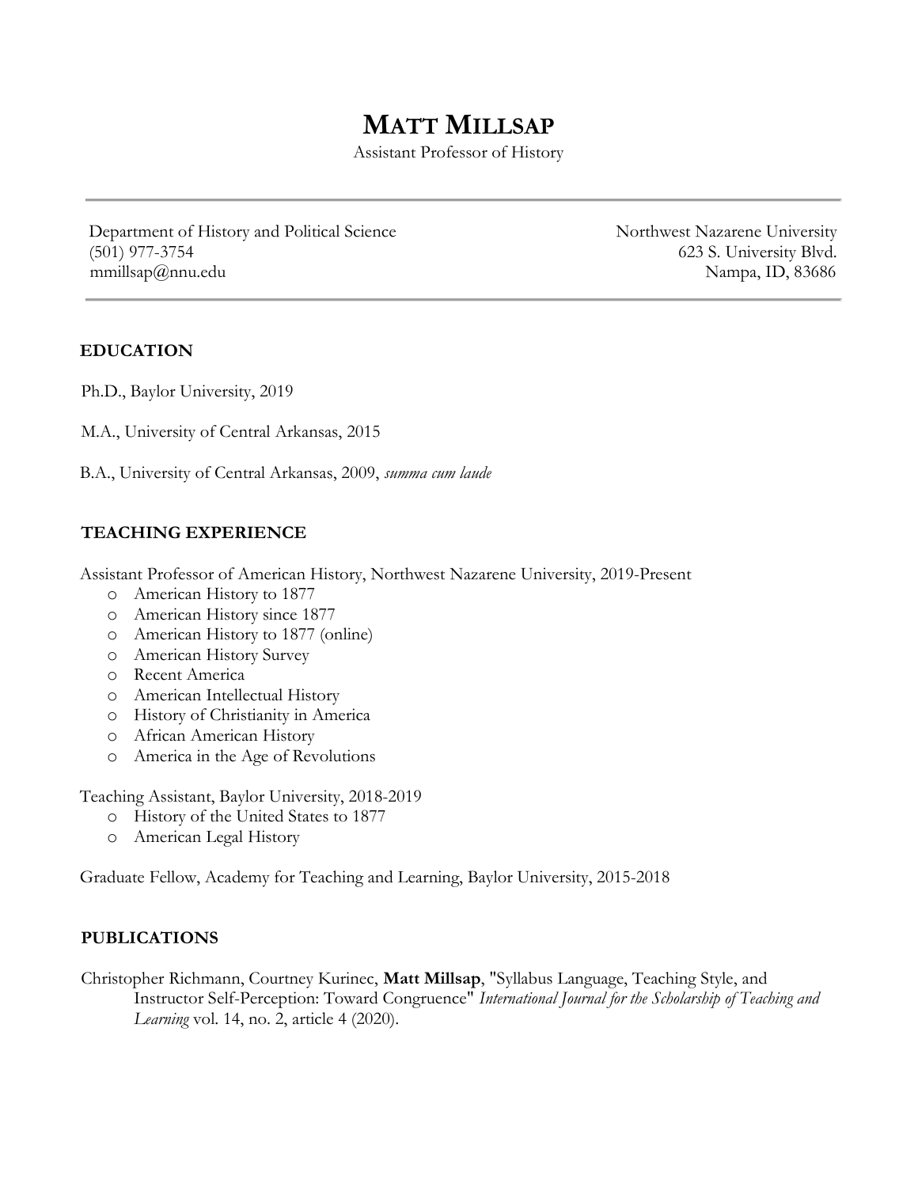# MATT MILLSAP

Assistant Professor of History

---

Department of History and Political Science
(501) 977-3754
mmillsap@nnu.edu

Northwest Nazarene University
623 S. University Blvd.
Nampa, ID, 83686

---

## EDUCATION

Ph.D., Baylor University, 2019

M.A., University of Central Arkansas, 2015

B.A., University of Central Arkansas, 2009, *summa cum laude*

## TEACHING EXPERIENCE

Assistant Professor of American History, Northwest Nazarene University, 2019-Present

- American History to 1877
- American History since 1877
- American History to 1877 (online)
- American History Survey
- Recent America
- American Intellectual History
- History of Christianity in America
- African American History
- America in the Age of Revolutions

Teaching Assistant, Baylor University, 2018-2019

- History of the United States to 1877
- American Legal History

Graduate Fellow, Academy for Teaching and Learning, Baylor University, 2015-2018

## PUBLICATIONS

Christopher Richmann, Courtney Kurinec, **Matt Millsap**, "Syllabus Language, Teaching Style, and Instructor Self-Perception: Toward Congruence" *International Journal for the Scholarship of Teaching and Learning* vol. 14, no. 2, article 4 (2020).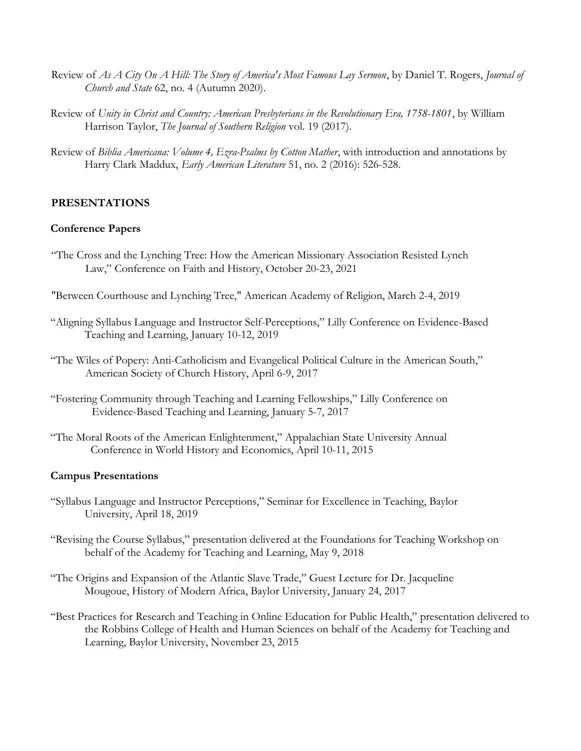Review of *As A City On A Hill: The Story of America's Most Famous Lay Sermon*, by Daniel T. Rogers, *Journal of Church and State* 62, no. 4 (Autumn 2020).

Review of *Unity in Christ and Country: American Presbyterians in the Revolutionary Era, 1758-1801*, by William Harrison Taylor, *The Journal of Southern Religion* vol. 19 (2017).

Review of *Biblia Americana: Volume 4, Ezra-Psalms by Cotton Mather*, with introduction and annotations by Harry Clark Maddux, *Early American Literature* 51, no. 2 (2016): 526-528.

## PRESENTATIONS

### Conference Papers

"The Cross and the Lynching Tree: How the American Missionary Association Resisted Lynch Law," Conference on Faith and History, October 20-23, 2021

"Between Courthouse and Lynching Tree," American Academy of Religion, March 2-4, 2019

"Aligning Syllabus Language and Instructor Self-Perceptions," Lilly Conference on Evidence-Based Teaching and Learning, January 10-12, 2019

"The Wiles of Popery: Anti-Catholicism and Evangelical Political Culture in the American South," American Society of Church History, April 6-9, 2017

"Fostering Community through Teaching and Learning Fellowships," Lilly Conference on Evidence-Based Teaching and Learning, January 5-7, 2017

"The Moral Roots of the American Enlightenment," Appalachian State University Annual Conference in World History and Economics, April 10-11, 2015

### Campus Presentations

"Syllabus Language and Instructor Perceptions," Seminar for Excellence in Teaching, Baylor University, April 18, 2019

"Revising the Course Syllabus," presentation delivered at the Foundations for Teaching Workshop on behalf of the Academy for Teaching and Learning, May 9, 2018

"The Origins and Expansion of the Atlantic Slave Trade," Guest Lecture for Dr. Jacqueline Mougoue, History of Modern Africa, Baylor University, January 24, 2017

"Best Practices for Research and Teaching in Online Education for Public Health," presentation delivered to the Robbins College of Health and Human Sciences on behalf of the Academy for Teaching and Learning, Baylor University, November 23, 2015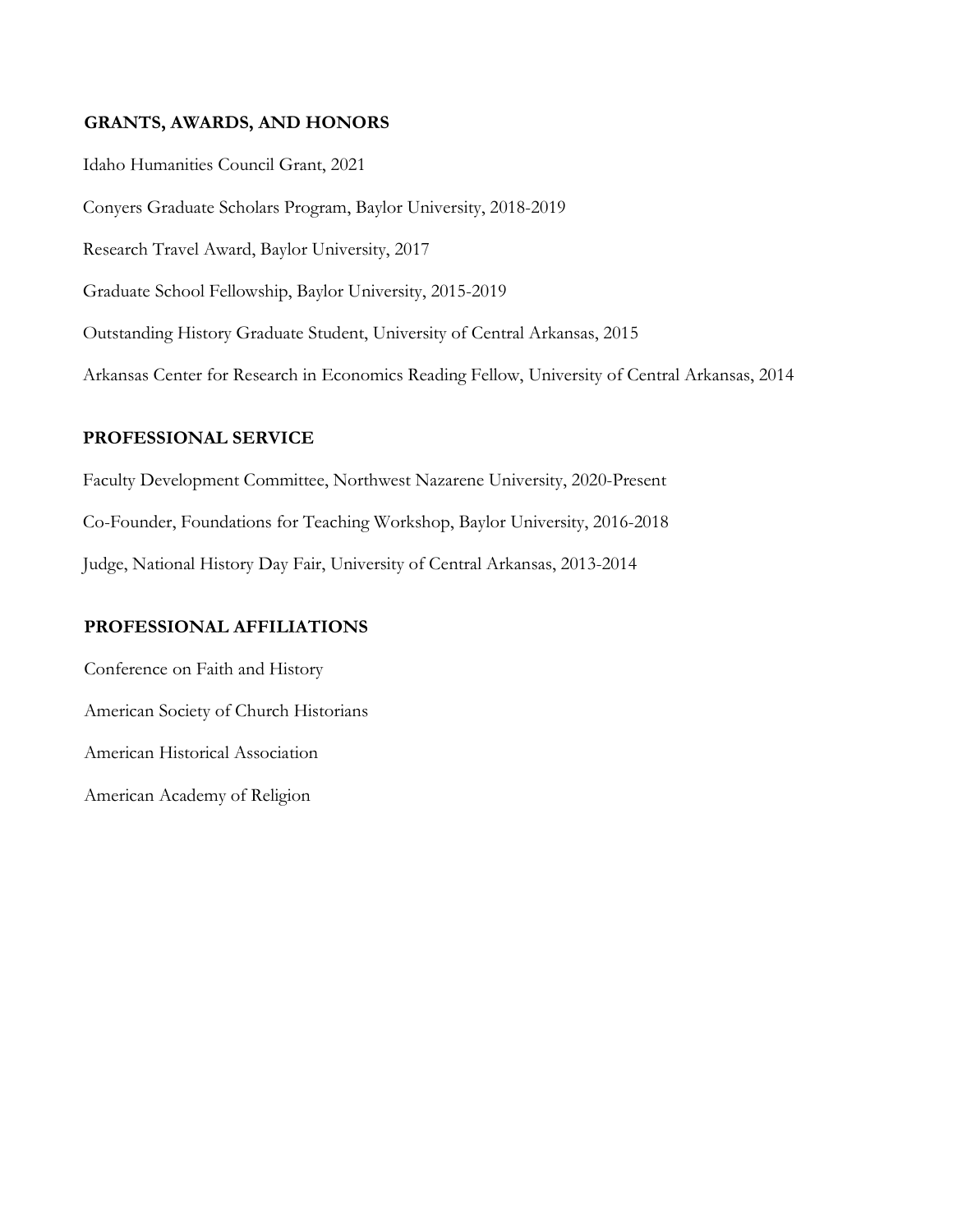## GRANTS, AWARDS, AND HONORS

Idaho Humanities Council Grant, 2021

Conyers Graduate Scholars Program, Baylor University, 2018-2019

Research Travel Award, Baylor University, 2017

Graduate School Fellowship, Baylor University, 2015-2019

Outstanding History Graduate Student, University of Central Arkansas, 2015

Arkansas Center for Research in Economics Reading Fellow, University of Central Arkansas, 2014

## PROFESSIONAL SERVICE

Faculty Development Committee, Northwest Nazarene University, 2020-Present

Co-Founder, Foundations for Teaching Workshop, Baylor University, 2016-2018

Judge, National History Day Fair, University of Central Arkansas, 2013-2014

## PROFESSIONAL AFFILIATIONS

Conference on Faith and History

American Society of Church Historians

American Historical Association

American Academy of Religion